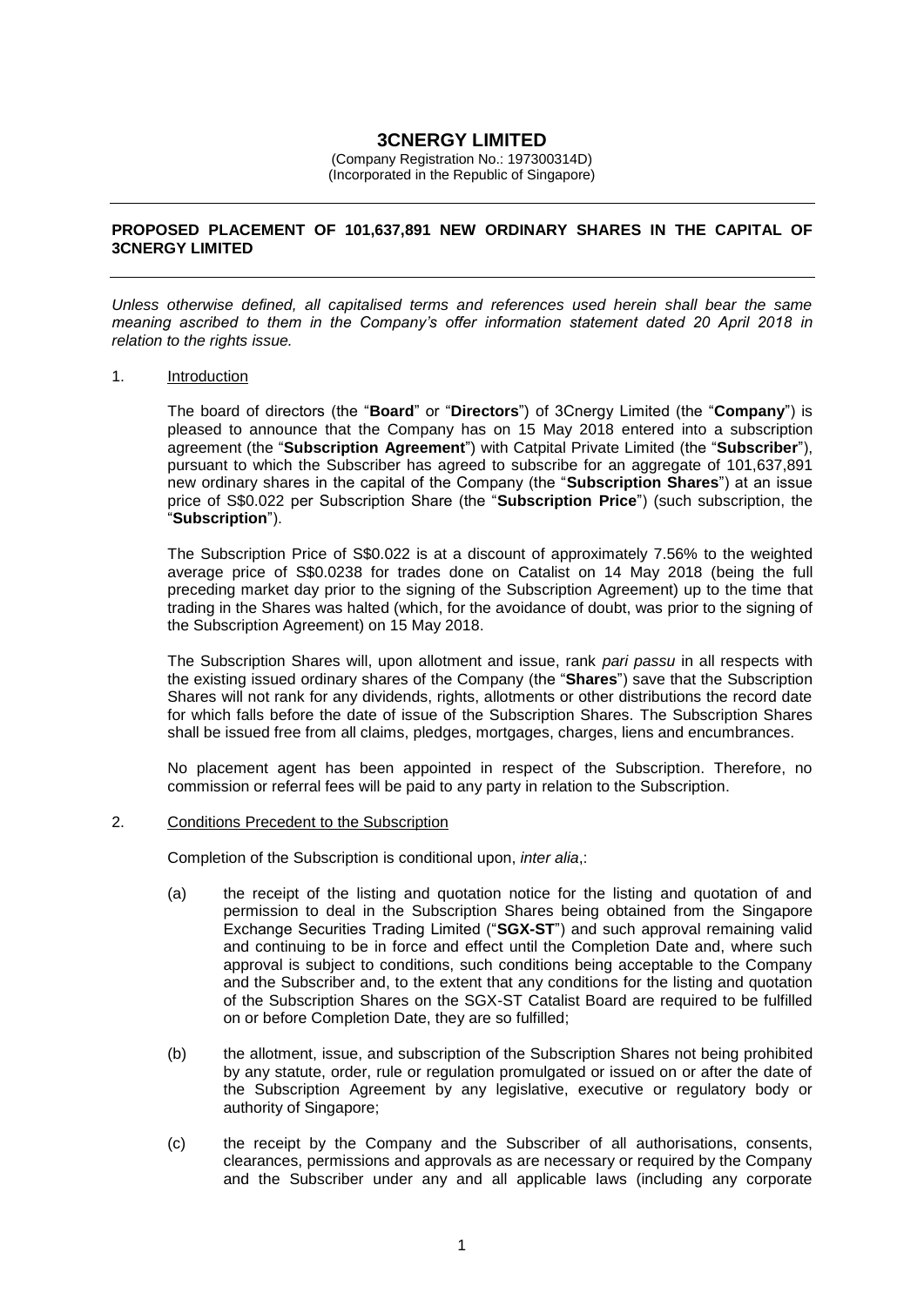# 3CNERGY LIMITED

(Company Registration No.: 197300314D)
(Incorporated in the Republic of Singapore)

---

**PROPOSED PLACEMENT OF 101,637,891 NEW ORDINARY SHARES IN THE CAPITAL OF 3CNERGY LIMITED**

---

*Unless otherwise defined, all capitalised terms and references used herein shall bear the same meaning ascribed to them in the Company's offer information statement dated 20 April 2018 in relation to the rights issue.*

1. Introduction

The board of directors (the "**Board**" or "**Directors**") of 3Cnergy Limited (the "**Company**") is pleased to announce that the Company has on 15 May 2018 entered into a subscription agreement (the "**Subscription Agreement**") with Catpital Private Limited (the "**Subscriber**"), pursuant to which the Subscriber has agreed to subscribe for an aggregate of 101,637,891 new ordinary shares in the capital of the Company (the "**Subscription Shares**") at an issue price of S$0.022 per Subscription Share (the "**Subscription Price**") (such subscription, the "**Subscription**").

The Subscription Price of S$0.022 is at a discount of approximately 7.56% to the weighted average price of S$0.0238 for trades done on Catalist on 14 May 2018 (being the full preceding market day prior to the signing of the Subscription Agreement) up to the time that trading in the Shares was halted (which, for the avoidance of doubt, was prior to the signing of the Subscription Agreement) on 15 May 2018.

The Subscription Shares will, upon allotment and issue, rank *pari passu* in all respects with the existing issued ordinary shares of the Company (the "**Shares**") save that the Subscription Shares will not rank for any dividends, rights, allotments or other distributions the record date for which falls before the date of issue of the Subscription Shares. The Subscription Shares shall be issued free from all claims, pledges, mortgages, charges, liens and encumbrances.

No placement agent has been appointed in respect of the Subscription. Therefore, no commission or referral fees will be paid to any party in relation to the Subscription.

2. Conditions Precedent to the Subscription

Completion of the Subscription is conditional upon, *inter alia*,:

(a) the receipt of the listing and quotation notice for the listing and quotation of and permission to deal in the Subscription Shares being obtained from the Singapore Exchange Securities Trading Limited ("**SGX-ST**") and such approval remaining valid and continuing to be in force and effect until the Completion Date and, where such approval is subject to conditions, such conditions being acceptable to the Company and the Subscriber and, to the extent that any conditions for the listing and quotation of the Subscription Shares on the SGX-ST Catalist Board are required to be fulfilled on or before Completion Date, they are so fulfilled;

(b) the allotment, issue, and subscription of the Subscription Shares not being prohibited by any statute, order, rule or regulation promulgated or issued on or after the date of the Subscription Agreement by any legislative, executive or regulatory body or authority of Singapore;

(c) the receipt by the Company and the Subscriber of all authorisations, consents, clearances, permissions and approvals as are necessary or required by the Company and the Subscriber under any and all applicable laws (including any corporate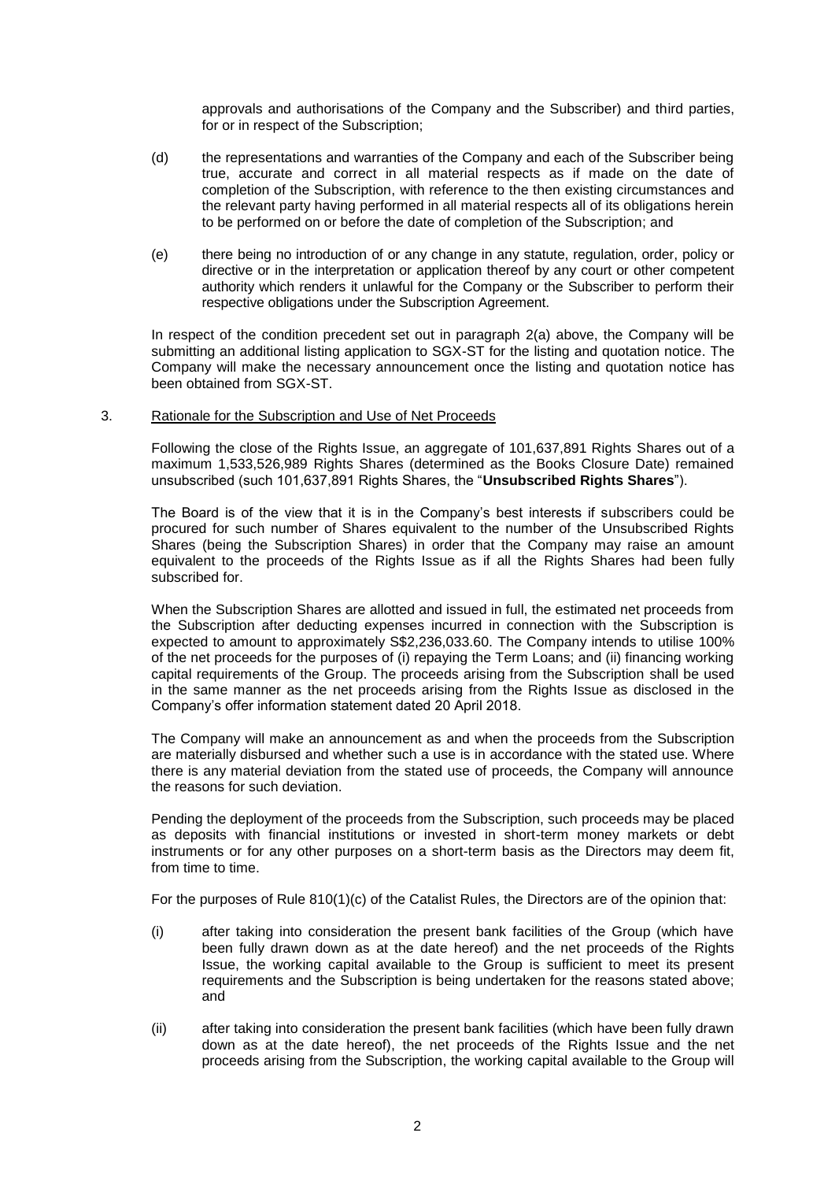approvals and authorisations of the Company and the Subscriber) and third parties, for or in respect of the Subscription;

(d) the representations and warranties of the Company and each of the Subscriber being true, accurate and correct in all material respects as if made on the date of completion of the Subscription, with reference to the then existing circumstances and the relevant party having performed in all material respects all of its obligations herein to be performed on or before the date of completion of the Subscription; and

(e) there being no introduction of or any change in any statute, regulation, order, policy or directive or in the interpretation or application thereof by any court or other competent authority which renders it unlawful for the Company or the Subscriber to perform their respective obligations under the Subscription Agreement.

In respect of the condition precedent set out in paragraph 2(a) above, the Company will be submitting an additional listing application to SGX-ST for the listing and quotation notice. The Company will make the necessary announcement once the listing and quotation notice has been obtained from SGX-ST.

3. Rationale for the Subscription and Use of Net Proceeds

Following the close of the Rights Issue, an aggregate of 101,637,891 Rights Shares out of a maximum 1,533,526,989 Rights Shares (determined as the Books Closure Date) remained unsubscribed (such 101,637,891 Rights Shares, the "**Unsubscribed Rights Shares**").

The Board is of the view that it is in the Company's best interests if subscribers could be procured for such number of Shares equivalent to the number of the Unsubscribed Rights Shares (being the Subscription Shares) in order that the Company may raise an amount equivalent to the proceeds of the Rights Issue as if all the Rights Shares had been fully subscribed for.

When the Subscription Shares are allotted and issued in full, the estimated net proceeds from the Subscription after deducting expenses incurred in connection with the Subscription is expected to amount to approximately S$2,236,033.60. The Company intends to utilise 100% of the net proceeds for the purposes of (i) repaying the Term Loans; and (ii) financing working capital requirements of the Group. The proceeds arising from the Subscription shall be used in the same manner as the net proceeds arising from the Rights Issue as disclosed in the Company's offer information statement dated 20 April 2018.

The Company will make an announcement as and when the proceeds from the Subscription are materially disbursed and whether such a use is in accordance with the stated use. Where there is any material deviation from the stated use of proceeds, the Company will announce the reasons for such deviation.

Pending the deployment of the proceeds from the Subscription, such proceeds may be placed as deposits with financial institutions or invested in short-term money markets or debt instruments or for any other purposes on a short-term basis as the Directors may deem fit, from time to time.

For the purposes of Rule 810(1)(c) of the Catalist Rules, the Directors are of the opinion that:

(i) after taking into consideration the present bank facilities of the Group (which have been fully drawn down as at the date hereof) and the net proceeds of the Rights Issue, the working capital available to the Group is sufficient to meet its present requirements and the Subscription is being undertaken for the reasons stated above; and

(ii) after taking into consideration the present bank facilities (which have been fully drawn down as at the date hereof), the net proceeds of the Rights Issue and the net proceeds arising from the Subscription, the working capital available to the Group will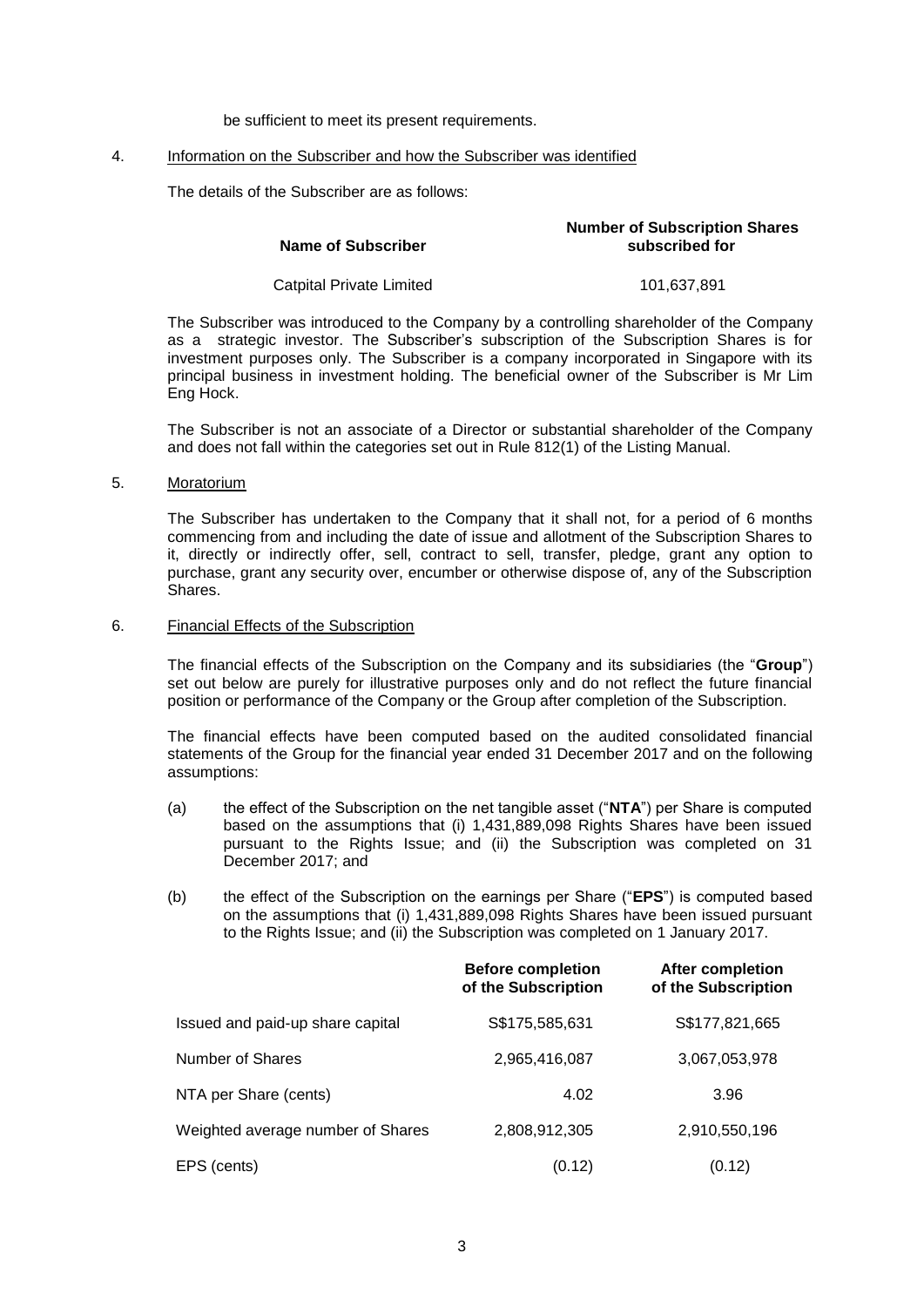be sufficient to meet its present requirements.

4. Information on the Subscriber and how the Subscriber was identified

The details of the Subscriber are as follows:

| Name of Subscriber | Number of Subscription Shares subscribed for |
|---|---|
| Catpital Private Limited | 101,637,891 |

The Subscriber was introduced to the Company by a controlling shareholder of the Company as a strategic investor. The Subscriber's subscription of the Subscription Shares is for investment purposes only. The Subscriber is a company incorporated in Singapore with its principal business in investment holding. The beneficial owner of the Subscriber is Mr Lim Eng Hock.

The Subscriber is not an associate of a Director or substantial shareholder of the Company and does not fall within the categories set out in Rule 812(1) of the Listing Manual.

5. Moratorium

The Subscriber has undertaken to the Company that it shall not, for a period of 6 months commencing from and including the date of issue and allotment of the Subscription Shares to it, directly or indirectly offer, sell, contract to sell, transfer, pledge, grant any option to purchase, grant any security over, encumber or otherwise dispose of, any of the Subscription Shares.

6. Financial Effects of the Subscription

The financial effects of the Subscription on the Company and its subsidiaries (the "**Group**") set out below are purely for illustrative purposes only and do not reflect the future financial position or performance of the Company or the Group after completion of the Subscription.

The financial effects have been computed based on the audited consolidated financial statements of the Group for the financial year ended 31 December 2017 and on the following assumptions:

(a) the effect of the Subscription on the net tangible asset ("**NTA**") per Share is computed based on the assumptions that (i) 1,431,889,098 Rights Shares have been issued pursuant to the Rights Issue; and (ii) the Subscription was completed on 31 December 2017; and

(b) the effect of the Subscription on the earnings per Share ("**EPS**") is computed based on the assumptions that (i) 1,431,889,098 Rights Shares have been issued pursuant to the Rights Issue; and (ii) the Subscription was completed on 1 January 2017.

| | **Before completion of the Subscription** | **After completion of the Subscription** |
|---|---|---|
| Issued and paid-up share capital | S$175,585,631 | S$177,821,665 |
| Number of Shares | 2,965,416,087 | 3,067,053,978 |
| NTA per Share (cents) | 4.02 | 3.96 |
| Weighted average number of Shares | 2,808,912,305 | 2,910,550,196 |
| EPS (cents) | (0.12) | (0.12) |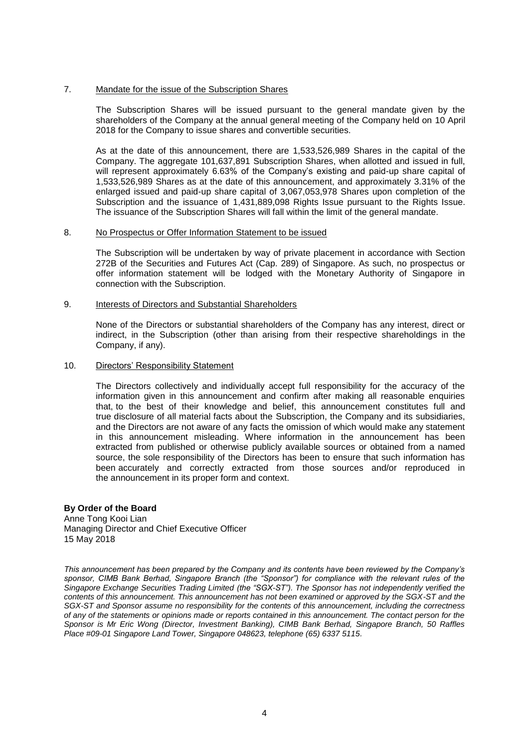7. Mandate for the issue of the Subscription Shares

The Subscription Shares will be issued pursuant to the general mandate given by the shareholders of the Company at the annual general meeting of the Company held on 10 April 2018 for the Company to issue shares and convertible securities.

As at the date of this announcement, there are 1,533,526,989 Shares in the capital of the Company. The aggregate 101,637,891 Subscription Shares, when allotted and issued in full, will represent approximately 6.63% of the Company's existing and paid-up share capital of 1,533,526,989 Shares as at the date of this announcement, and approximately 3.31% of the enlarged issued and paid-up share capital of 3,067,053,978 Shares upon completion of the Subscription and the issuance of 1,431,889,098 Rights Issue pursuant to the Rights Issue. The issuance of the Subscription Shares will fall within the limit of the general mandate.

8. No Prospectus or Offer Information Statement to be issued

The Subscription will be undertaken by way of private placement in accordance with Section 272B of the Securities and Futures Act (Cap. 289) of Singapore. As such, no prospectus or offer information statement will be lodged with the Monetary Authority of Singapore in connection with the Subscription.

9. Interests of Directors and Substantial Shareholders

None of the Directors or substantial shareholders of the Company has any interest, direct or indirect, in the Subscription (other than arising from their respective shareholdings in the Company, if any).

10. Directors' Responsibility Statement

The Directors collectively and individually accept full responsibility for the accuracy of the information given in this announcement and confirm after making all reasonable enquiries that, to the best of their knowledge and belief, this announcement constitutes full and true disclosure of all material facts about the Subscription, the Company and its subsidiaries, and the Directors are not aware of any facts the omission of which would make any statement in this announcement misleading. Where information in the announcement has been extracted from published or otherwise publicly available sources or obtained from a named source, the sole responsibility of the Directors has been to ensure that such information has been accurately and correctly extracted from those sources and/or reproduced in the announcement in its proper form and context.

**By Order of the Board**
Anne Tong Kooi Lian
Managing Director and Chief Executive Officer
15 May 2018

*This announcement has been prepared by the Company and its contents have been reviewed by the Company's sponsor, CIMB Bank Berhad, Singapore Branch (the "Sponsor") for compliance with the relevant rules of the Singapore Exchange Securities Trading Limited (the "SGX-ST"). The Sponsor has not independently verified the contents of this announcement. This announcement has not been examined or approved by the SGX-ST and the SGX-ST and Sponsor assume no responsibility for the contents of this announcement, including the correctness of any of the statements or opinions made or reports contained in this announcement. The contact person for the Sponsor is Mr Eric Wong (Director, Investment Banking), CIMB Bank Berhad, Singapore Branch, 50 Raffles Place #09-01 Singapore Land Tower, Singapore 048623, telephone (65) 6337 5115.*